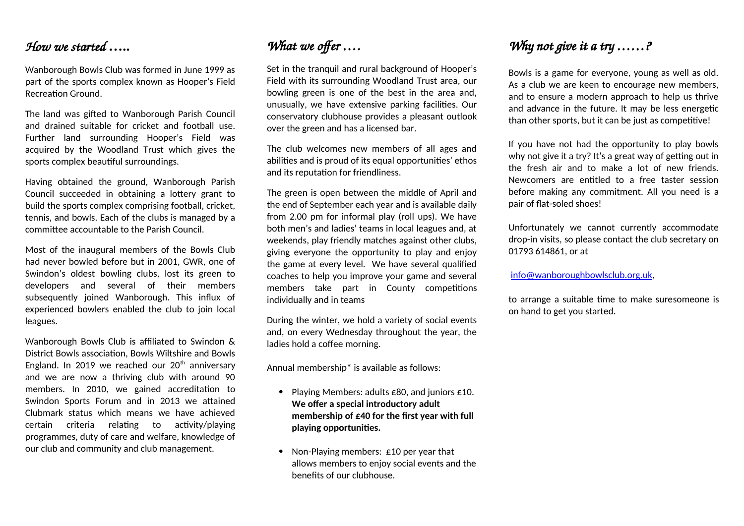## *How we started …..*

Wanborough Bowls Club was formed in June 1999 as part of the sports complex known as Hooper's Field Recreation Ground.

The land was gifted to Wanborough Parish Council and drained suitable for cricket and football use. Further land surrounding Hooper's Field was acquired by the Woodland Trust which gives the sports complex beautiful surroundings.

Having obtained the ground, Wanborough Parish Council succeeded in obtaining a lottery grant to build the sports complex comprising football, cricket, tennis, and bowls. Each of the clubs is managed by a committee accountable to the Parish Council.

Most of the inaugural members of the Bowls Club had never bowled before but in 2001, GWR, one of Swindon's oldest bowling clubs, lost its green to developers and several of their members subsequently joined Wanborough. This influx of experienced bowlers enabled the club to join local leagues.

Wanborough Bowls Club is affiliated to Swindon & District Bowls association, Bowls Wiltshire and Bowls England. In 2019 we reached our 20th anniversary and we are now a thriving club with around 90 members. In 2010, we gained accreditation to Swindon Sports Forum and in 2013 we attained Clubmark status which means we have achieved certain criteria relating to activity/playing programmes, duty of care and welfare, knowledge of our club and community and club management.

## *What we offer ….*

Set in the tranquil and rural background of Hooper's Field with its surrounding Woodland Trust area, our bowling green is one of the best in the area and, unusually, we have extensive parking facilities. Our conservatory clubhouse provides a pleasant outlook over the green and has a licensed bar.

The club welcomes new members of all ages and abilities and is proud of its equal opportunities' ethos and its reputation for friendliness.

The green is open between the middle of April and the end of September each year and is available daily from 2.00 pm for informal play (roll ups). We have both men's and ladies' teams in local leagues and, at weekends, play friendly matches against other clubs, giving everyone the opportunity to play and enjoy the game at every level. We have several qualified coaches to help you improve your game and several members take part in County competitions individually and in teams

During the winter, we hold a variety of social events and, on every Wednesday throughout the year, the ladies hold a coffee morning.

Annual membership* is available as follows:

- Playing Members: adults £80, and juniors £10. **We offer a special introductory adult membership of £40 for the first year with full playing opportunities.**
- Non-Playing members: £10 per year that allows members to enjoy social events and the benefits of our clubhouse.

## *Why not give it a try ……?*

Bowls is a game for everyone, young as well as old. As a club we are keen to encourage new members, and to ensure a modern approach to help us thrive and advance in the future. It may be less energetic than other sports, but it can be just as competitive!

If you have not had the opportunity to play bowls why not give it a try? It's a great way of getting out in the fresh air and to make a lot of new friends. Newcomers are entitled to a free taster session before making any commitment. All you need is a pair of flat-soled shoes!

Unfortunately we cannot currently accommodate drop-in visits, so please contact the club secretary on 01793 614861, or at

info@wanboroughbowlsclub.org.uk,

to arrange a suitable time to make suresomeone is on hand to get you started.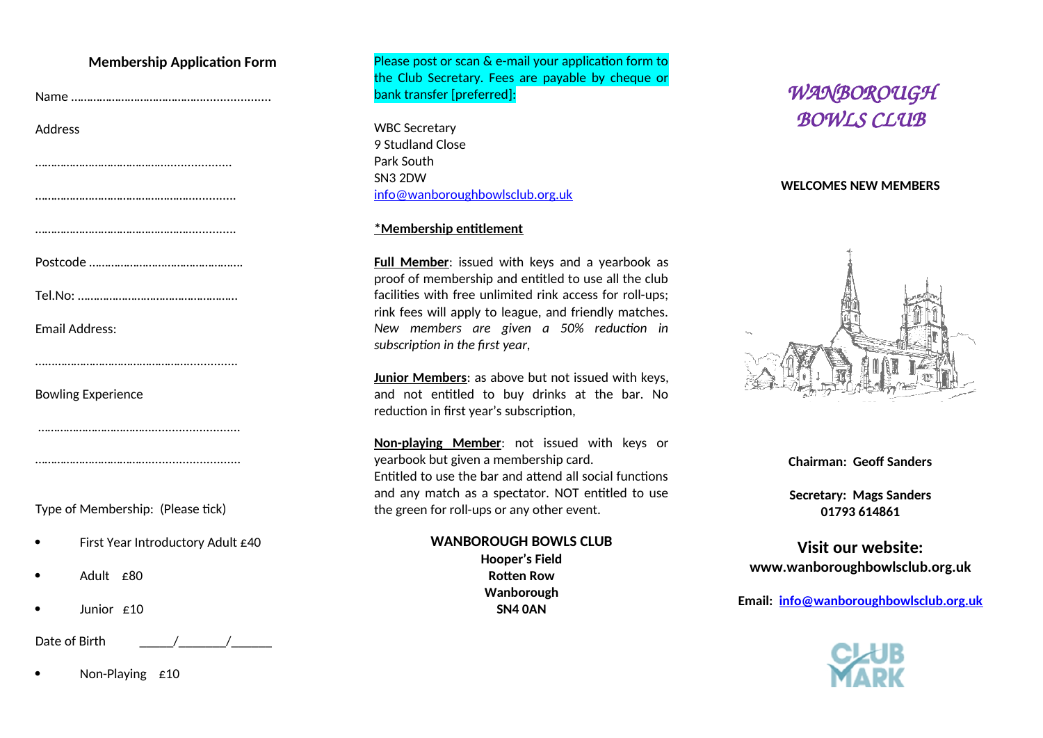## Membership Application Form

Name ……………………………………………………

Address

……………………………………………………

……………………………………………………

……………………………………………………

Postcode …………………………………………

Tel.No: …………………………………………

Email Address:

……………………………………………………

Bowling Experience

……………………………………………………

……………………………………………………

Type of Membership: (Please tick)

- First Year Introductory Adult £40
- Adult £80
- Junior £10

Date of Birth _____/_______/______

- Non-Playing £10

Please post or scan & e-mail your application form to the Club Secretary. Fees are payable by cheque or bank transfer [preferred]:

WBC Secretary
9 Studland Close
Park South
SN3 2DW
info@wanboroughbowlsclub.org.uk

**\*Membership entitlement**

**Full Member**: issued with keys and a yearbook as proof of membership and entitled to use all the club facilities with free unlimited rink access for roll-ups; rink fees will apply to league, and friendly matches. *New members are given a 50% reduction in subscription in the first year*,

**Junior Members**: as above but not issued with keys, and not entitled to buy drinks at the bar. No reduction in first year's subscription,

**Non-playing Member**: not issued with keys or yearbook but given a membership card. Entitled to use the bar and attend all social functions and any match as a spectator. NOT entitled to use the green for roll-ups or any other event.

**WANBOROUGH BOWLS CLUB**
**Hooper's Field**
**Rotten Row**
**Wanborough**
**SN4 0AN**

# *WANBOROUGH BOWLS CLUB*

**WELCOMES NEW MEMBERS**

**Chairman: Geoff Sanders**

**Secretary: Mags Sanders**
**01793 614861**

**Visit our website:**
**www.wanboroughbowlsclub.org.uk**

**Email: info@wanboroughbowlsclub.org.uk**

CLUB MARK